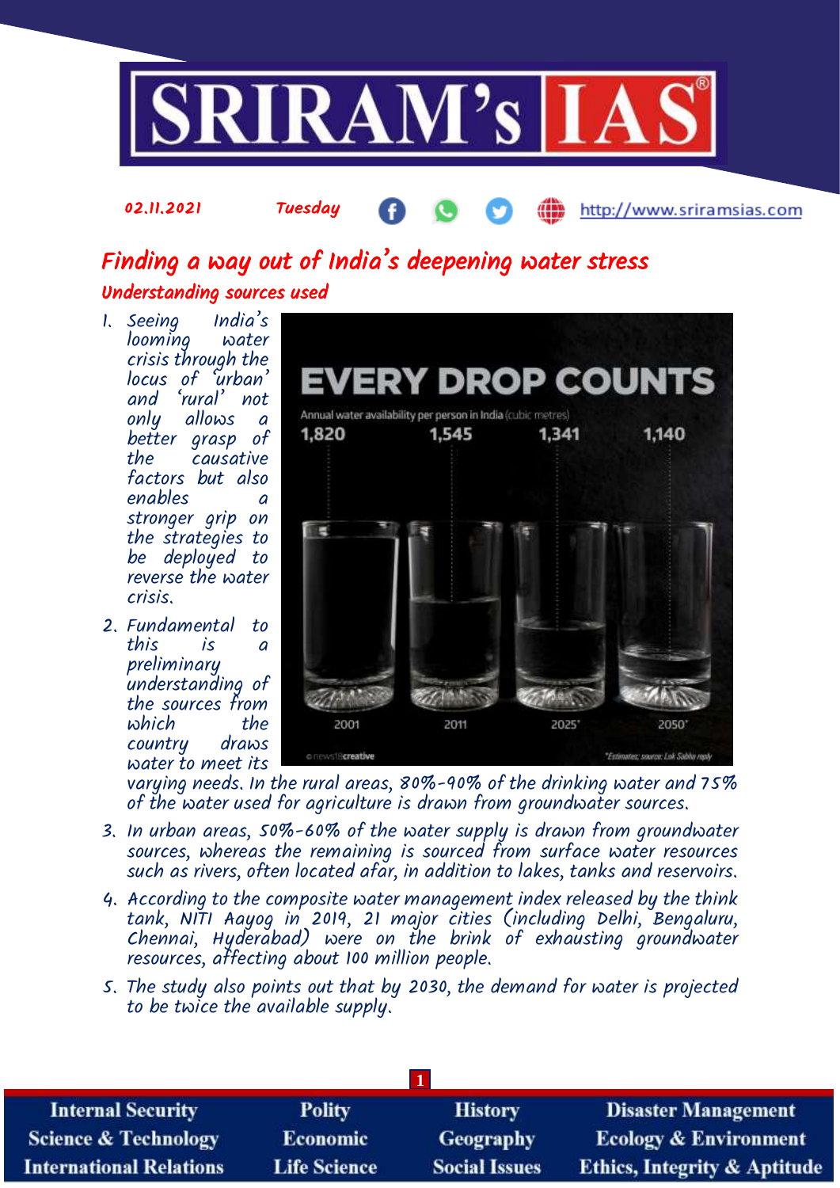02.11.2021 Tuesday http://www.sriramsias.com

# Finding a way out of India's deepening water stress

## Understanding sources used

1. Seeing India's looming water crisis through the locus of 'urban' and 'rural' not only allows a better grasp of the causative factors but also enables a stronger grip on the strategies to be deployed to reverse the water crisis.
2. Fundamental to this is a preliminary understanding of the sources from which the country draws water to meet its varying needs. In the rural areas, 80%-90% of the drinking water and 75% of the water used for agriculture is drawn from groundwater sources.
3. In urban areas, 50%-60% of the water supply is drawn from groundwater sources, whereas the remaining is sourced from surface water resources such as rivers, often located afar, in addition to lakes, tanks and reservoirs.
4. According to the composite water management index released by the think tank, NITI Aayog in 2019, 21 major cities (including Delhi, Bengaluru, Chennai, Hyderabad) were on the brink of exhausting groundwater resources, affecting about 100 million people.
5. The study also points out that by 2030, the demand for water is projected to be twice the available supply.

**EVERY DROP COUNTS**

Annual water availability per person in India (cubic metres)

| 2001 | 2011 | 2025* | 2050* |
|---|---|---|---|
| 1,820 | 1,545 | 1,341 | 1,140 |

*Estimates; source: Lok Sabha reply

news18creative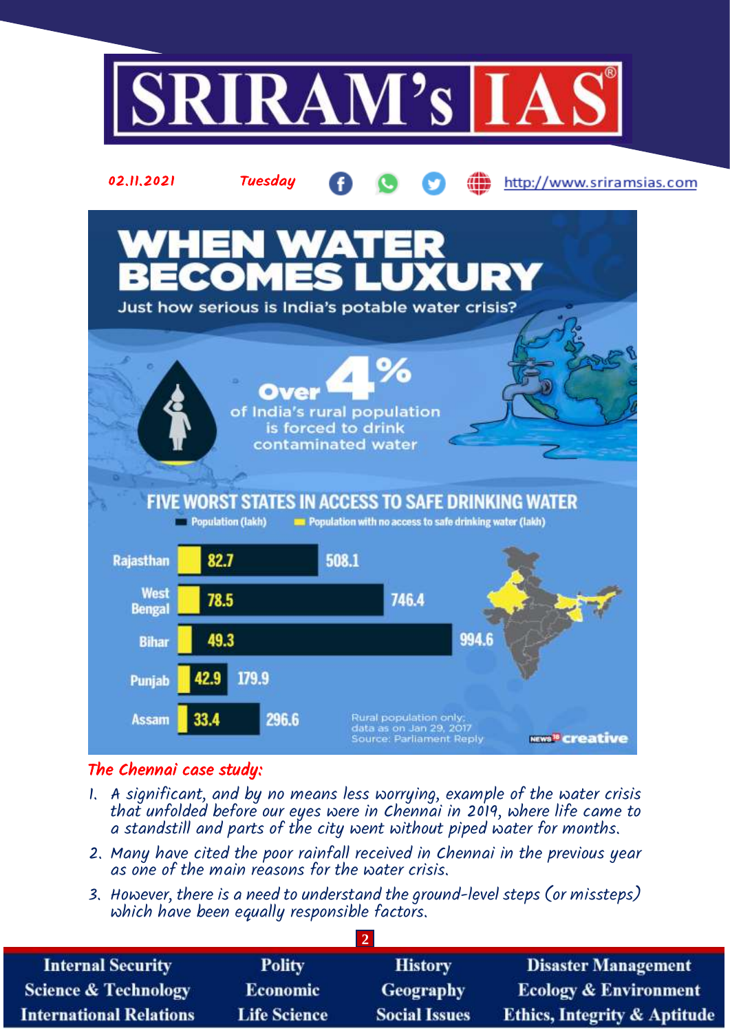# WHEN WATER BECOMES LUXURY

Just how serious is India's potable water crisis?

**Over 4%** of India's rural population is forced to drink contaminated water

## FIVE WORST STATES IN ACCESS TO SAFE DRINKING WATER

| State | Population with no access to safe drinking water (lakh) | Population (lakh) |
|---|---|---|
| Rajasthan | 82.7 | 508.1 |
| West Bengal | 78.5 | 746.4 |
| Bihar | 49.3 | 994.6 |
| Punjab | 42.9 | 179.9 |
| Assam | 33.4 | 296.6 |

Rural population only; data as on Jan 29, 2017
Source: Parliament Reply

News18 creative

*The Chennai case study:*

1. *A significant, and by no means less worrying, example of the water crisis that unfolded before our eyes were in Chennai in 2019, where life came to a standstill and parts of the city went without piped water for months.*
2. *Many have cited the poor rainfall received in Chennai in the previous year as one of the main reasons for the water crisis.*
3. *However, there is a need to understand the ground-level steps (or missteps) which have been equally responsible factors.*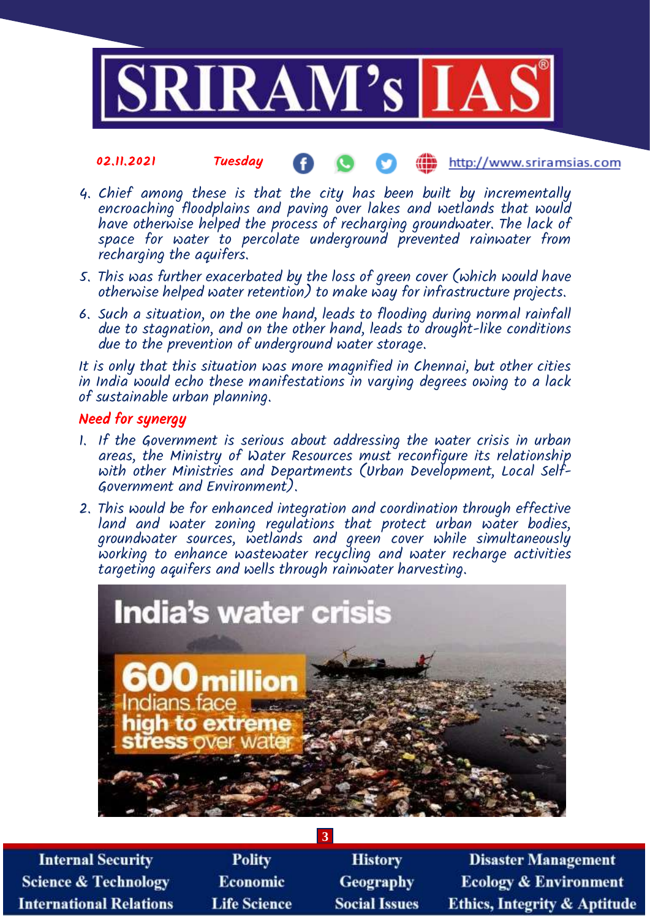4. Chief among these is that the city has been built by incrementally encroaching floodplains and paving over lakes and wetlands that would have otherwise helped the process of recharging groundwater. The lack of space for water to percolate underground prevented rainwater from recharging the aquifers.
5. This was further exacerbated by the loss of green cover (which would have otherwise helped water retention) to make way for infrastructure projects.
6. Such a situation, on the one hand, leads to flooding during normal rainfall due to stagnation, and on the other hand, leads to drought-like conditions due to the prevention of underground water storage.

It is only that this situation was more magnified in Chennai, but other cities in India would echo these manifestations in varying degrees owing to a lack of sustainable urban planning.

## Need for synergy

1. If the Government is serious about addressing the water crisis in urban areas, the Ministry of Water Resources must reconfigure its relationship with other Ministries and Departments (Urban Development, Local Self-Government and Environment).
2. This would be for enhanced integration and coordination through effective land and water zoning regulations that protect urban water bodies, groundwater sources, wetlands and green cover while simultaneously working to enhance wastewater recycling and water recharge activities targeting aquifers and wells through rainwater harvesting.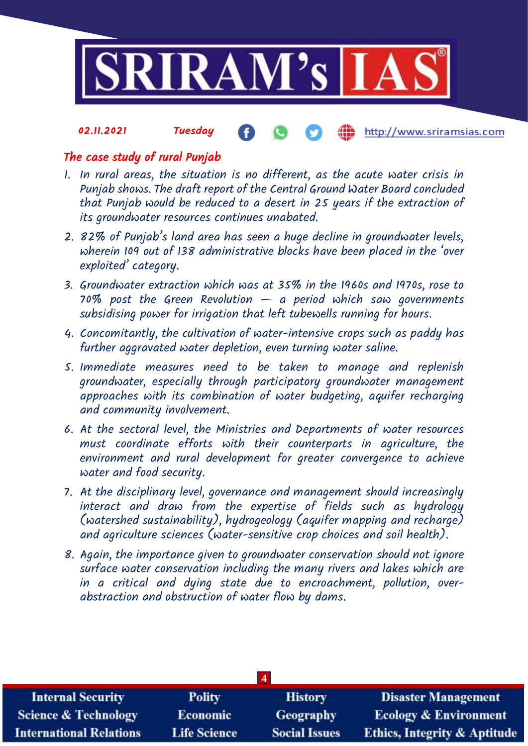## The case study of rural Punjab

1. In rural areas, the situation is no different, as the acute water crisis in Punjab shows. The draft report of the Central Ground Water Board concluded that Punjab would be reduced to a desert in 25 years if the extraction of its groundwater resources continues unabated.
2. 82% of Punjab's land area has seen a huge decline in groundwater levels, wherein 109 out of 138 administrative blocks have been placed in the 'over exploited' category.
3. Groundwater extraction which was at 35% in the 1960s and 1970s, rose to 70% post the Green Revolution — a period which saw governments subsidising power for irrigation that left tubewells running for hours.
4. Concomitantly, the cultivation of water-intensive crops such as paddy has further aggravated water depletion, even turning water saline.
5. Immediate measures need to be taken to manage and replenish groundwater, especially through participatory groundwater management approaches with its combination of water budgeting, aquifer recharging and community involvement.
6. At the sectoral level, the Ministries and Departments of water resources must coordinate efforts with their counterparts in agriculture, the environment and rural development for greater convergence to achieve water and food security.
7. At the disciplinary level, governance and management should increasingly interact and draw from the expertise of fields such as hydrology (watershed sustainability), hydrogeology (aquifer mapping and recharge) and agriculture sciences (water-sensitive crop choices and soil health).
8. Again, the importance given to groundwater conservation should not ignore surface water conservation including the many rivers and lakes which are in a critical and dying state due to encroachment, pollution, over-abstraction and obstruction of water flow by dams.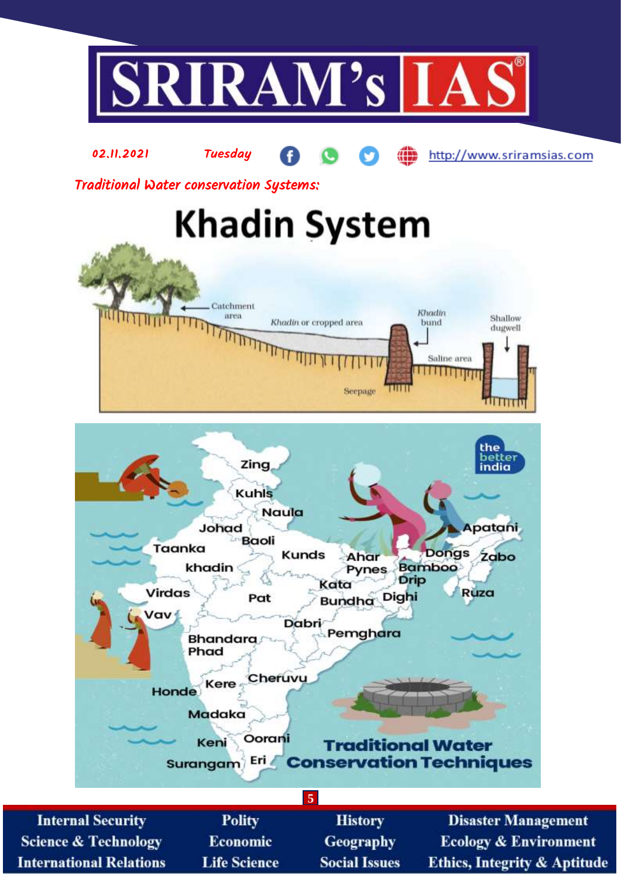02.11.2021 Tuesday http://www.sriramsias.com

*Traditional Water conservation Systems:*

## Khadin System

Catchment area

Khadin or cropped area

Khadin bund

Shallow dugwell

Saline area

Seepage

Zing

Kuhls

Naula

Johad

Baoli

Taanka

khadin

Kunds

Ahar

Pynes

Apatani

Dongs

Zabo

Bamboo Drip

Kata

Virdas

Pat

Bundha

Dighi

Ruza

Vav

Dabri

Bhandara Phad

Pemghara

Cheruvu

Kere

Honde

Madaka

Keni

Oorani

Surangam

Eri

Traditional Water Conservation Techniques

the better india